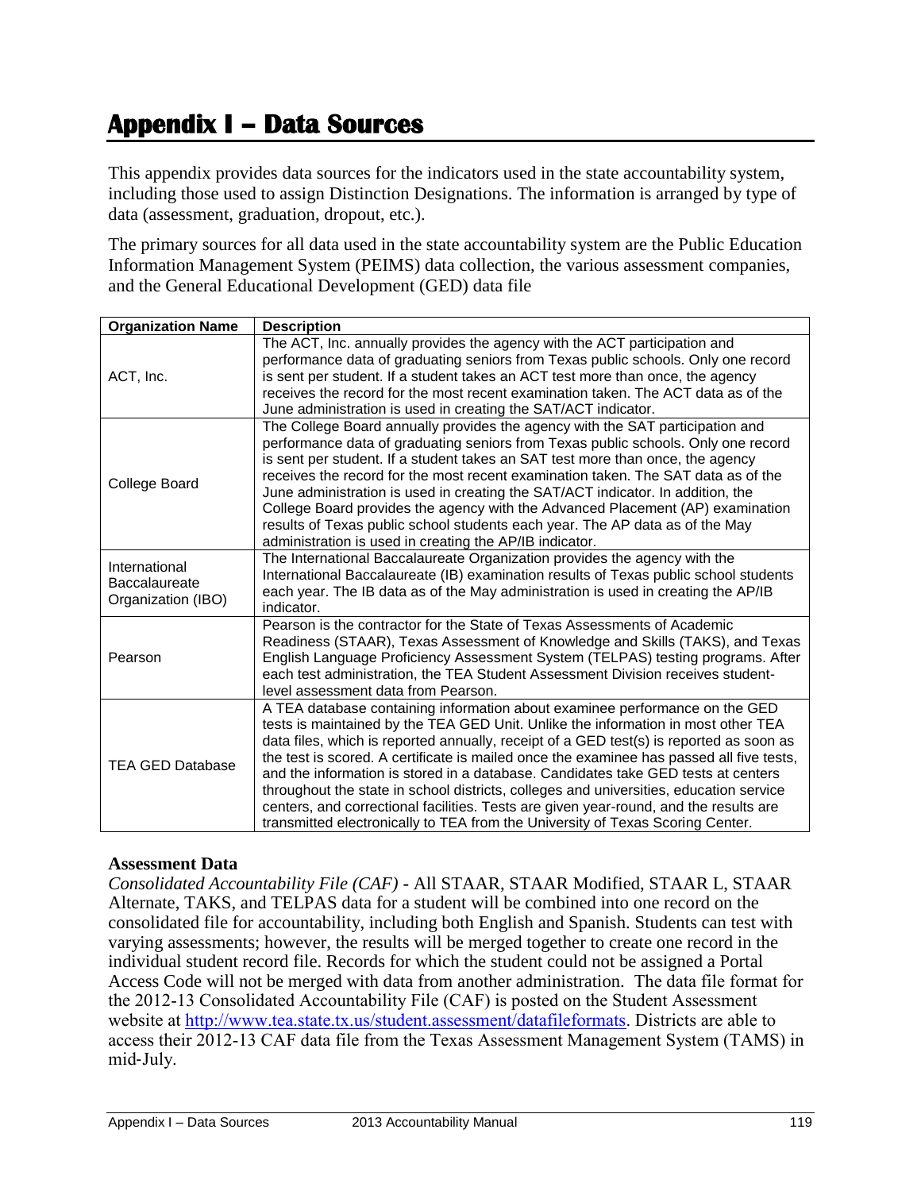# Appendix I – Data Sources

This appendix provides data sources for the indicators used in the state accountability system, including those used to assign Distinction Designations. The information is arranged by type of data (assessment, graduation, dropout, etc.).

The primary sources for all data used in the state accountability system are the Public Education Information Management System (PEIMS) data collection, the various assessment companies, and the General Educational Development (GED) data file

| Organization Name | Description |
|---|---|
| ACT, Inc. | The ACT, Inc. annually provides the agency with the ACT participation and performance data of graduating seniors from Texas public schools. Only one record is sent per student. If a student takes an ACT test more than once, the agency receives the record for the most recent examination taken. The ACT data as of the June administration is used in creating the SAT/ACT indicator. |
| College Board | The College Board annually provides the agency with the SAT participation and performance data of graduating seniors from Texas public schools. Only one record is sent per student. If a student takes an SAT test more than once, the agency receives the record for the most recent examination taken. The SAT data as of the June administration is used in creating the SAT/ACT indicator. In addition, the College Board provides the agency with the Advanced Placement (AP) examination results of Texas public school students each year. The AP data as of the May administration is used in creating the AP/IB indicator. |
| International Baccalaureate Organization (IBO) | The International Baccalaureate Organization provides the agency with the International Baccalaureate (IB) examination results of Texas public school students each year. The IB data as of the May administration is used in creating the AP/IB indicator. |
| Pearson | Pearson is the contractor for the State of Texas Assessments of Academic Readiness (STAAR), Texas Assessment of Knowledge and Skills (TAKS), and Texas English Language Proficiency Assessment System (TELPAS) testing programs. After each test administration, the TEA Student Assessment Division receives student-level assessment data from Pearson. |
| TEA GED Database | A TEA database containing information about examinee performance on the GED tests is maintained by the TEA GED Unit. Unlike the information in most other TEA data files, which is reported annually, receipt of a GED test(s) is reported as soon as the test is scored. A certificate is mailed once the examinee has passed all five tests, and the information is stored in a database. Candidates take GED tests at centers throughout the state in school districts, colleges and universities, education service centers, and correctional facilities. Tests are given year-round, and the results are transmitted electronically to TEA from the University of Texas Scoring Center. |

**Assessment Data**

*Consolidated Accountability File (CAF)* - All STAAR, STAAR Modified, STAAR L, STAAR Alternate, TAKS, and TELPAS data for a student will be combined into one record on the consolidated file for accountability, including both English and Spanish. Students can test with varying assessments; however, the results will be merged together to create one record in the individual student record file. Records for which the student could not be assigned a Portal Access Code will not be merged with data from another administration. The data file format for the 2012-13 Consolidated Accountability File (CAF) is posted on the Student Assessment website at http://www.tea.state.tx.us/student.assessment/datafileformats. Districts are able to access their 2012-13 CAF data file from the Texas Assessment Management System (TAMS) in mid-July.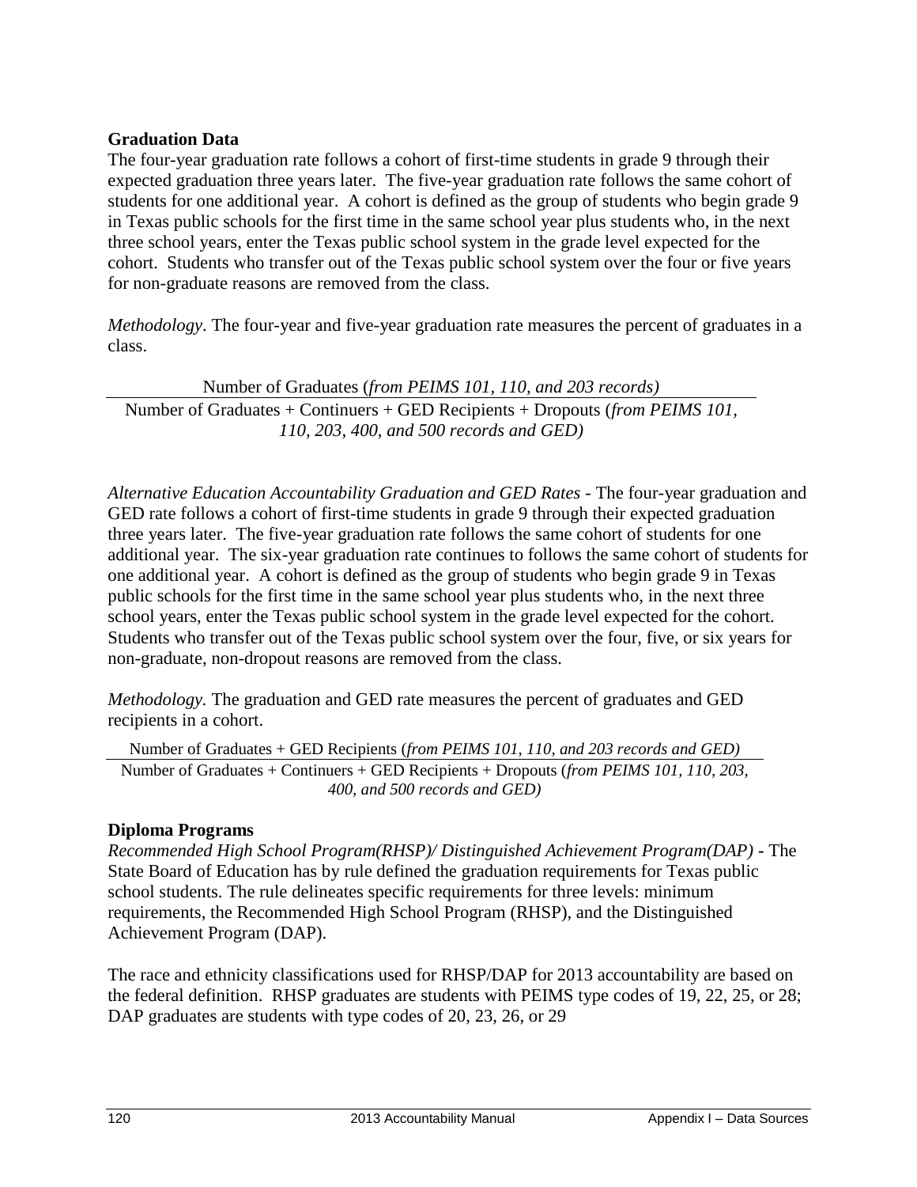## Graduation Data

The four-year graduation rate follows a cohort of first-time students in grade 9 through their expected graduation three years later. The five-year graduation rate follows the same cohort of students for one additional year. A cohort is defined as the group of students who begin grade 9 in Texas public schools for the first time in the same school year plus students who, in the next three school years, enter the Texas public school system in the grade level expected for the cohort. Students who transfer out of the Texas public school system over the four or five years for non-graduate reasons are removed from the class.

*Methodology*. The four-year and five-year graduation rate measures the percent of graduates in a class.

$$\frac{\text{Number of Graduates (}\textit{from PEIMS 101, 110, and 203 records}\text{)}}{\text{Number of Graduates + Continuers + GED Recipients + Dropouts (}\textit{from PEIMS 101, 110, 203, 400, and 500 records and GED}\text{)}}$$

*Alternative Education Accountability Graduation and GED Rates* - The four-year graduation and GED rate follows a cohort of first-time students in grade 9 through their expected graduation three years later. The five-year graduation rate follows the same cohort of students for one additional year. The six-year graduation rate continues to follows the same cohort of students for one additional year. A cohort is defined as the group of students who begin grade 9 in Texas public schools for the first time in the same school year plus students who, in the next three school years, enter the Texas public school system in the grade level expected for the cohort. Students who transfer out of the Texas public school system over the four, five, or six years for non-graduate, non-dropout reasons are removed from the class.

*Methodology.* The graduation and GED rate measures the percent of graduates and GED recipients in a cohort.

$$\frac{\text{Number of Graduates + GED Recipients (}\textit{from PEIMS 101, 110, and 203 records and GED}\text{)}}{\text{Number of Graduates + Continuers + GED Recipients + Dropouts (}\textit{from PEIMS 101, 110, 203, 400, and 500 records and GED}\text{)}}$$

## Diploma Programs

*Recommended High School Program(RHSP)/ Distinguished Achievement Program(DAP)* - The State Board of Education has by rule defined the graduation requirements for Texas public school students. The rule delineates specific requirements for three levels: minimum requirements, the Recommended High School Program (RHSP), and the Distinguished Achievement Program (DAP).

The race and ethnicity classifications used for RHSP/DAP for 2013 accountability are based on the federal definition. RHSP graduates are students with PEIMS type codes of 19, 22, 25, or 28; DAP graduates are students with type codes of 20, 23, 26, or 29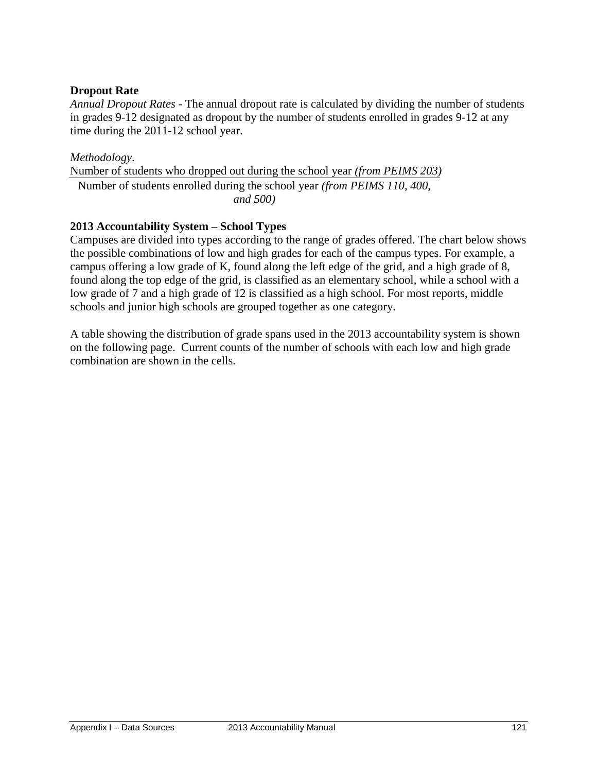**Dropout Rate**

*Annual Dropout Rates* - The annual dropout rate is calculated by dividing the number of students in grades 9-12 designated as dropout by the number of students enrolled in grades 9-12 at any time during the 2011-12 school year.

*Methodology*.

$$\frac{\text{Number of students who dropped out during the school year } \textit{(from PEIMS 203)}}{\text{Number of students enrolled during the school year } \textit{(from PEIMS 110, 400, and 500)}}$$

**2013 Accountability System – School Types**

Campuses are divided into types according to the range of grades offered. The chart below shows the possible combinations of low and high grades for each of the campus types. For example, a campus offering a low grade of K, found along the left edge of the grid, and a high grade of 8, found along the top edge of the grid, is classified as an elementary school, while a school with a low grade of 7 and a high grade of 12 is classified as a high school. For most reports, middle schools and junior high schools are grouped together as one category.

A table showing the distribution of grade spans used in the 2013 accountability system is shown on the following page. Current counts of the number of schools with each low and high grade combination are shown in the cells.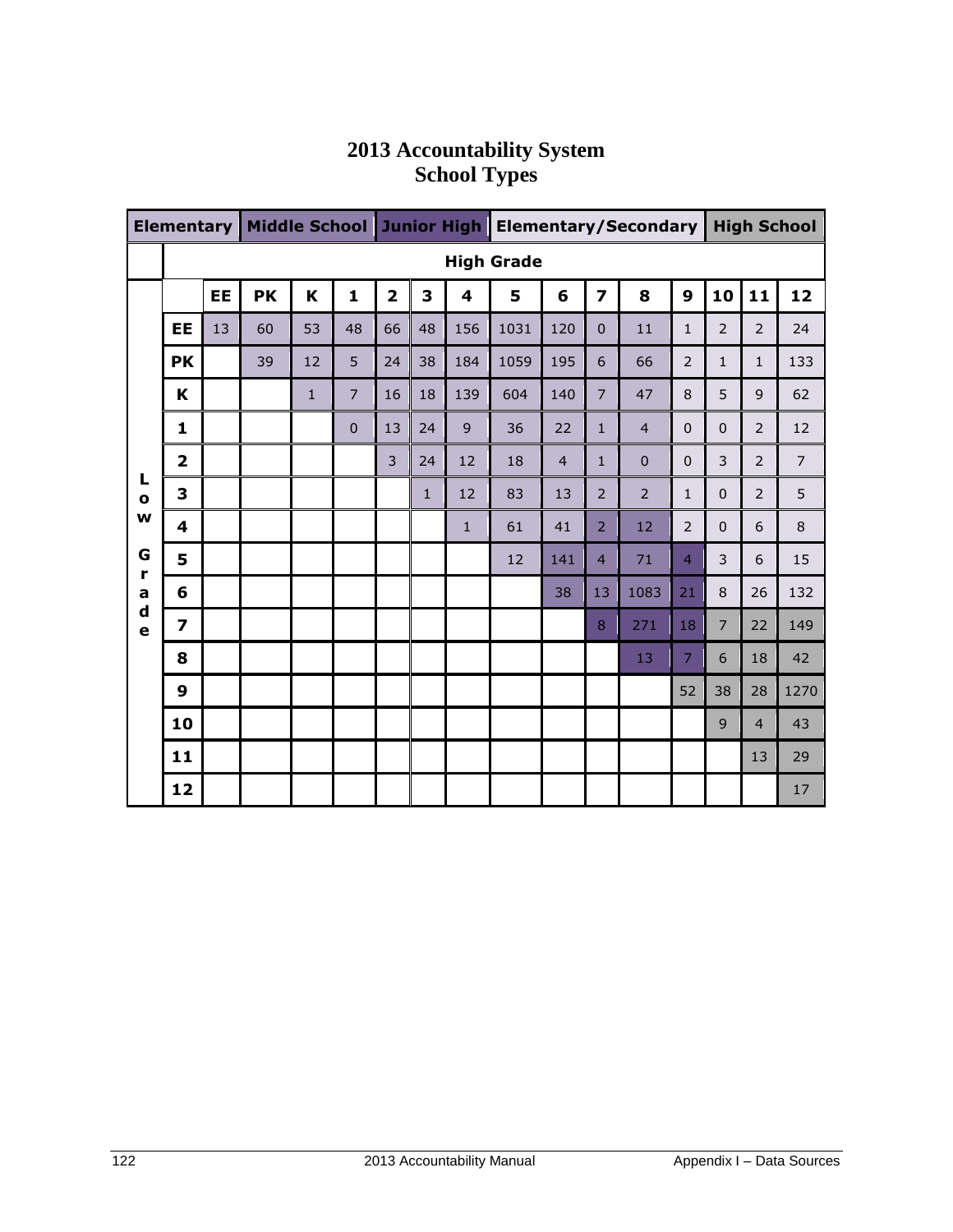# 2013 Accountability System
# School Types

| Elementary | Middle School | Junior High | Elementary/Secondary | High School |
|---|---|---|---|---|

| | | High Grade | | | | | | | | | | | | | |
|---|---|---|---|---|---|---|---|---|---|---|---|---|---|---|---|
| **Low Grade** | | **EE** | **PK** | **K** | **1** | **2** | **3** | **4** | **5** | **6** | **7** | **8** | **9** | **10** | **11** | **12** |
| | **EE** | 13 | 60 | 53 | 48 | 66 | 48 | 156 | 1031 | 120 | 0 | 11 | 1 | 2 | 2 | 24 |
| | **PK** | | 39 | 12 | 5 | 24 | 38 | 184 | 1059 | 195 | 6 | 66 | 2 | 1 | 1 | 133 |
| | **K** | | | 1 | 7 | 16 | 18 | 139 | 604 | 140 | 7 | 47 | 8 | 5 | 9 | 62 |
| | **1** | | | | 0 | 13 | 24 | 9 | 36 | 22 | 1 | 4 | 0 | 0 | 2 | 12 |
| | **2** | | | | | 3 | 24 | 12 | 18 | 4 | 1 | 0 | 0 | 3 | 2 | 7 |
| | **3** | | | | | | 1 | 12 | 83 | 13 | 2 | 2 | 1 | 0 | 2 | 5 |
| | **4** | | | | | | | 1 | 61 | 41 | 2 | 12 | 2 | 0 | 6 | 8 |
| | **5** | | | | | | | | 12 | 141 | 4 | 71 | 4 | 3 | 6 | 15 |
| | **6** | | | | | | | | | 38 | 13 | 1083 | 21 | 8 | 26 | 132 |
| | **7** | | | | | | | | | | 8 | 271 | 18 | 7 | 22 | 149 |
| | **8** | | | | | | | | | | | 13 | 7 | 6 | 18 | 42 |
| | **9** | | | | | | | | | | | | 52 | 38 | 28 | 1270 |
| | **10** | | | | | | | | | | | | | 9 | 4 | 43 |
| | **11** | | | | | | | | | | | | | | 13 | 29 |
| | **12** | | | | | | | | | | | | | | | 17 |